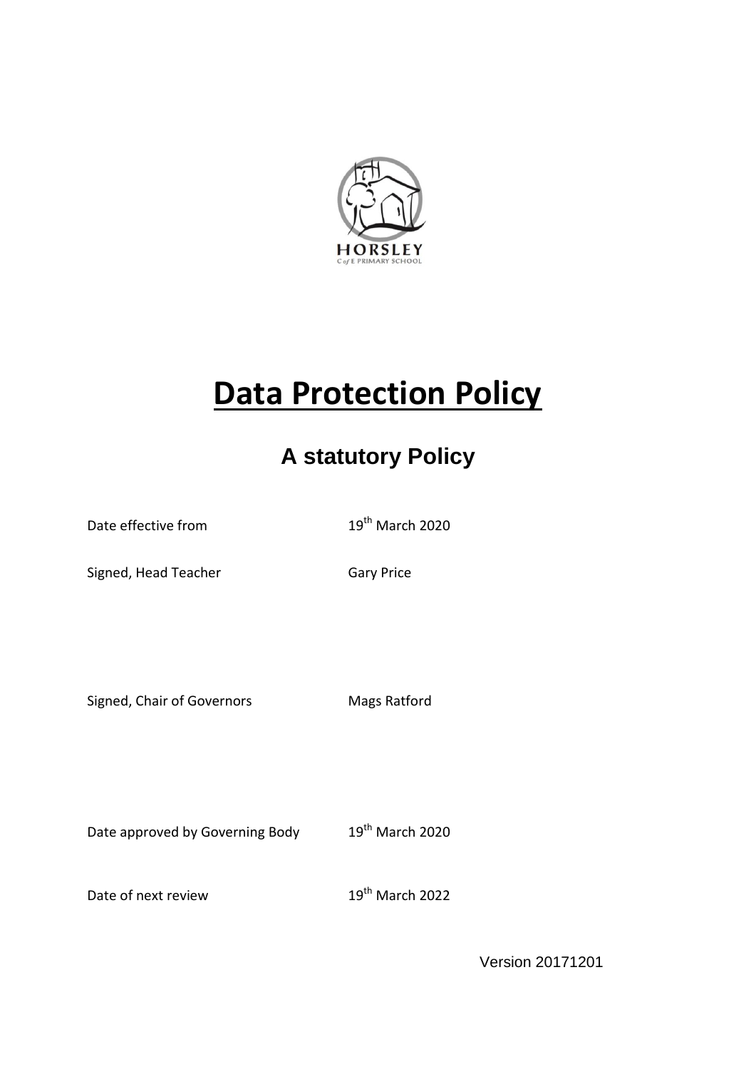HORSLEY
C of E PRIMARY SCHOOL

# **Data Protection Policy**

## **A statutory Policy**

Date effective from 19th March 2020

Signed, Head Teacher Gary Price

Signed, Chair of Governors Mags Ratford

Date approved by Governing Body 19th March 2020

Date of next review 19th March 2022

Version 20171201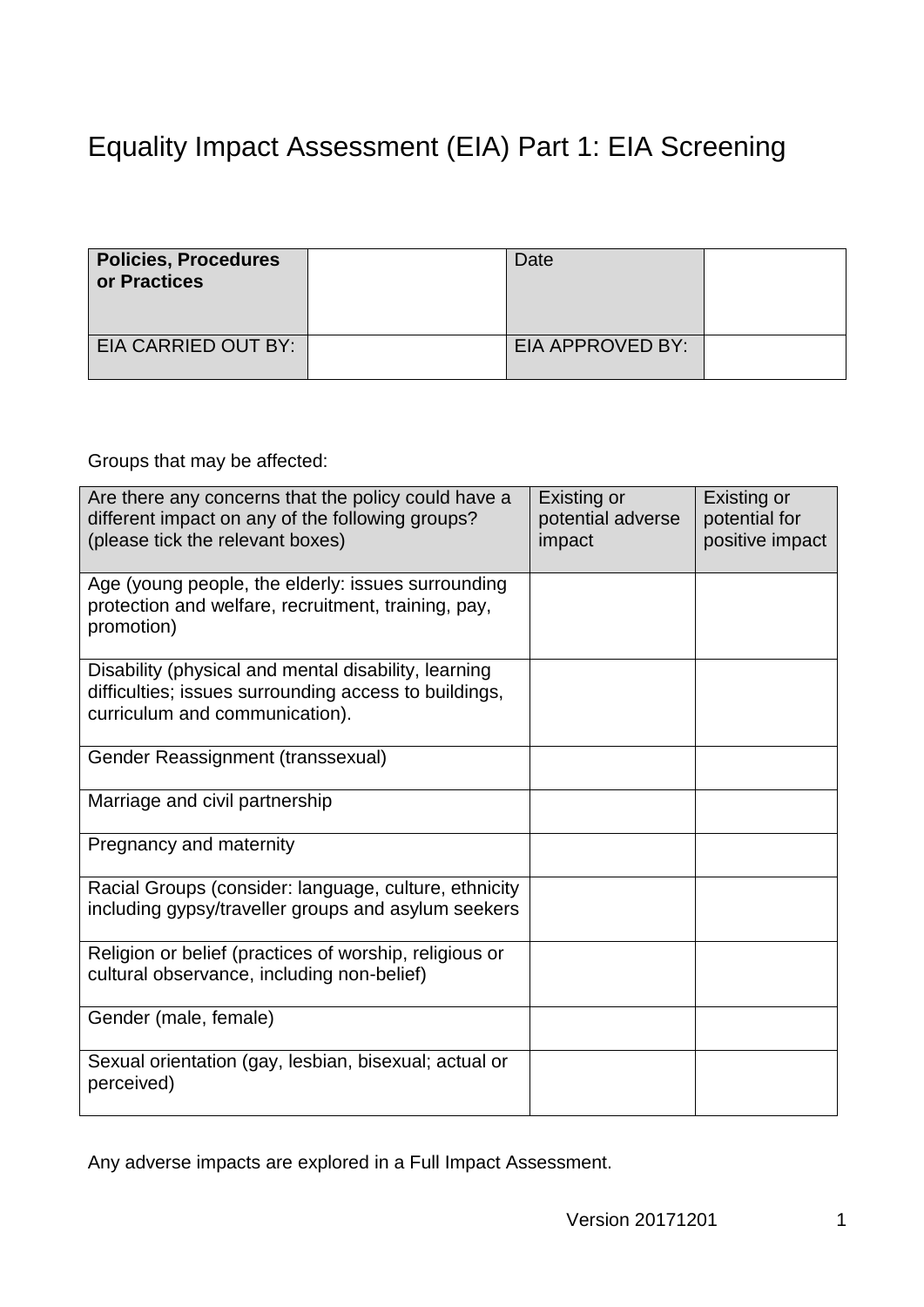# Equality Impact Assessment (EIA) Part 1: EIA Screening

| **Policies, Procedures or Practices** | | Date | |
|---|---|---|---|
| EIA CARRIED OUT BY: | | EIA APPROVED BY: | |

Groups that may be affected:

| Are there any concerns that the policy could have a different impact on any of the following groups? (please tick the relevant boxes) | Existing or potential adverse impact | Existing or potential for positive impact |
|---|---|---|
| Age (young people, the elderly: issues surrounding protection and welfare, recruitment, training, pay, promotion) | | |
| Disability (physical and mental disability, learning difficulties; issues surrounding access to buildings, curriculum and communication). | | |
| Gender Reassignment (transsexual) | | |
| Marriage and civil partnership | | |
| Pregnancy and maternity | | |
| Racial Groups (consider: language, culture, ethnicity including gypsy/traveller groups and asylum seekers | | |
| Religion or belief (practices of worship, religious or cultural observance, including non-belief) | | |
| Gender (male, female) | | |
| Sexual orientation (gay, lesbian, bisexual; actual or perceived) | | |

Any adverse impacts are explored in a Full Impact Assessment.

Version 20171201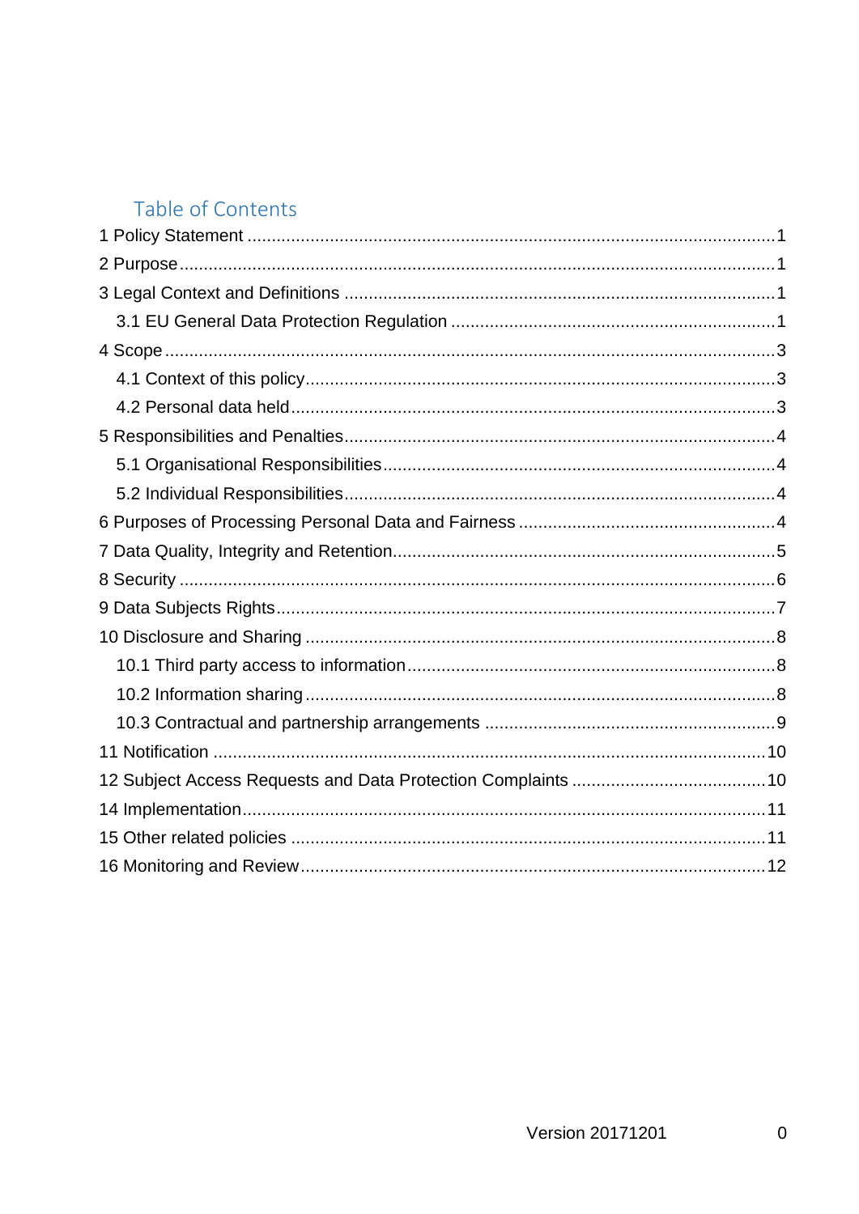## Table of Contents

1 Policy Statement ........................................................................................................ 1

2 Purpose ........................................................................................................................ 1

3 Legal Context and Definitions ..................................................................................... 1

  3.1 EU General Data Protection Regulation ............................................................... 1

4 Scope ........................................................................................................................... 3

  4.1 Context of this policy .............................................................................................. 3

  4.2 Personal data held .................................................................................................. 3

5 Responsibilities and Penalties ...................................................................................... 4

  5.1 Organisational Responsibilities .............................................................................. 4

  5.2 Individual Responsibilities ...................................................................................... 4

6 Purposes of Processing Personal Data and Fairness .................................................. 4

7 Data Quality, Integrity and Retention ............................................................................ 5

8 Security ........................................................................................................................ 6

9 Data Subjects Rights ..................................................................................................... 7

10 Disclosure and Sharing ............................................................................................... 8

  10.1 Third party access to information ......................................................................... 8

  10.2 Information sharing ............................................................................................... 8

  10.3 Contractual and partnership arrangements .......................................................... 9

11 Notification ................................................................................................................ 10

12 Subject Access Requests and Data Protection Complaints ...................................... 10

14 Implementation .......................................................................................................... 11

15 Other related policies ................................................................................................ 11

16 Monitoring and Review .............................................................................................. 12

Version 20171201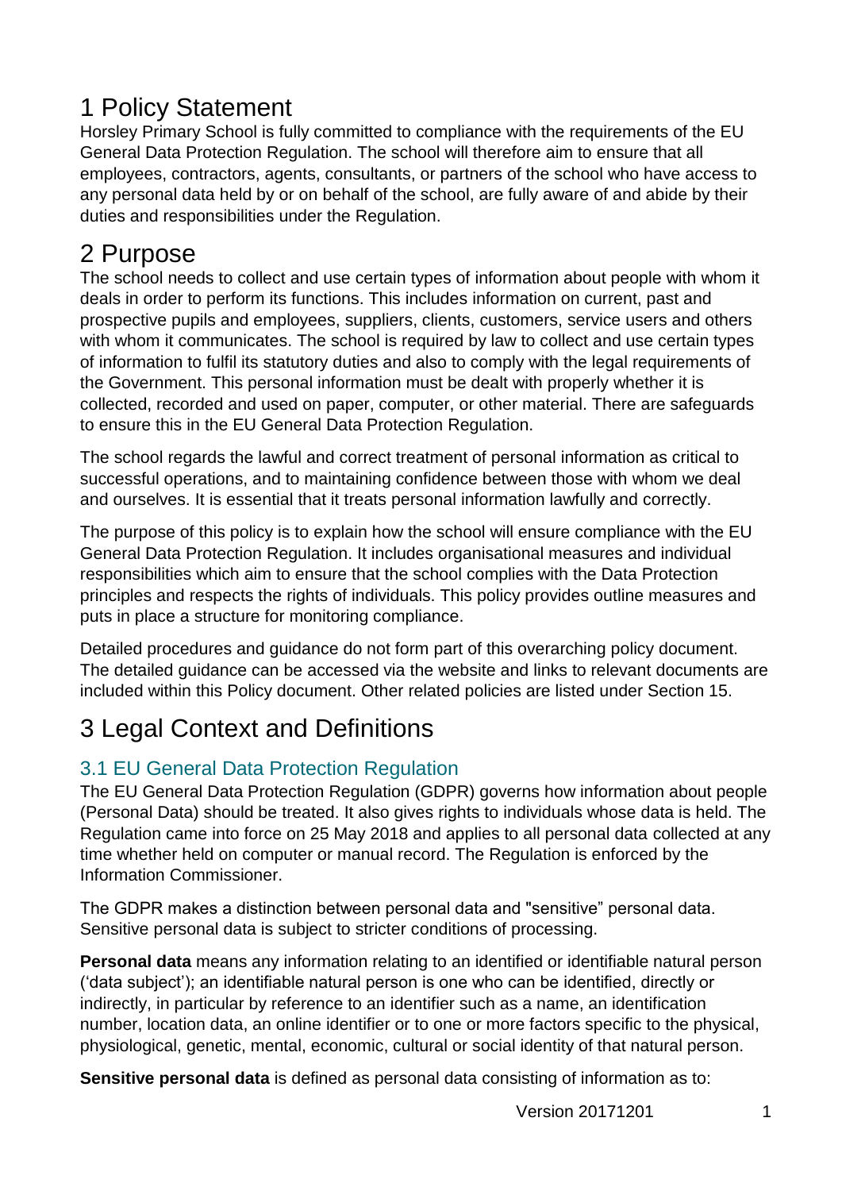# 1 Policy Statement

Horsley Primary School is fully committed to compliance with the requirements of the EU General Data Protection Regulation. The school will therefore aim to ensure that all employees, contractors, agents, consultants, or partners of the school who have access to any personal data held by or on behalf of the school, are fully aware of and abide by their duties and responsibilities under the Regulation.

# 2 Purpose

The school needs to collect and use certain types of information about people with whom it deals in order to perform its functions. This includes information on current, past and prospective pupils and employees, suppliers, clients, customers, service users and others with whom it communicates. The school is required by law to collect and use certain types of information to fulfil its statutory duties and also to comply with the legal requirements of the Government. This personal information must be dealt with properly whether it is collected, recorded and used on paper, computer, or other material. There are safeguards to ensure this in the EU General Data Protection Regulation.

The school regards the lawful and correct treatment of personal information as critical to successful operations, and to maintaining confidence between those with whom we deal and ourselves. It is essential that it treats personal information lawfully and correctly.

The purpose of this policy is to explain how the school will ensure compliance with the EU General Data Protection Regulation. It includes organisational measures and individual responsibilities which aim to ensure that the school complies with the Data Protection principles and respects the rights of individuals. This policy provides outline measures and puts in place a structure for monitoring compliance.

Detailed procedures and guidance do not form part of this overarching policy document. The detailed guidance can be accessed via the website and links to relevant documents are included within this Policy document. Other related policies are listed under Section 15.

# 3 Legal Context and Definitions

## 3.1 EU General Data Protection Regulation

The EU General Data Protection Regulation (GDPR) governs how information about people (Personal Data) should be treated. It also gives rights to individuals whose data is held. The Regulation came into force on 25 May 2018 and applies to all personal data collected at any time whether held on computer or manual record. The Regulation is enforced by the Information Commissioner.

The GDPR makes a distinction between personal data and "sensitive" personal data. Sensitive personal data is subject to stricter conditions of processing.

**Personal data** means any information relating to an identified or identifiable natural person ('data subject'); an identifiable natural person is one who can be identified, directly or indirectly, in particular by reference to an identifier such as a name, an identification number, location data, an online identifier or to one or more factors specific to the physical, physiological, genetic, mental, economic, cultural or social identity of that natural person.

**Sensitive personal data** is defined as personal data consisting of information as to: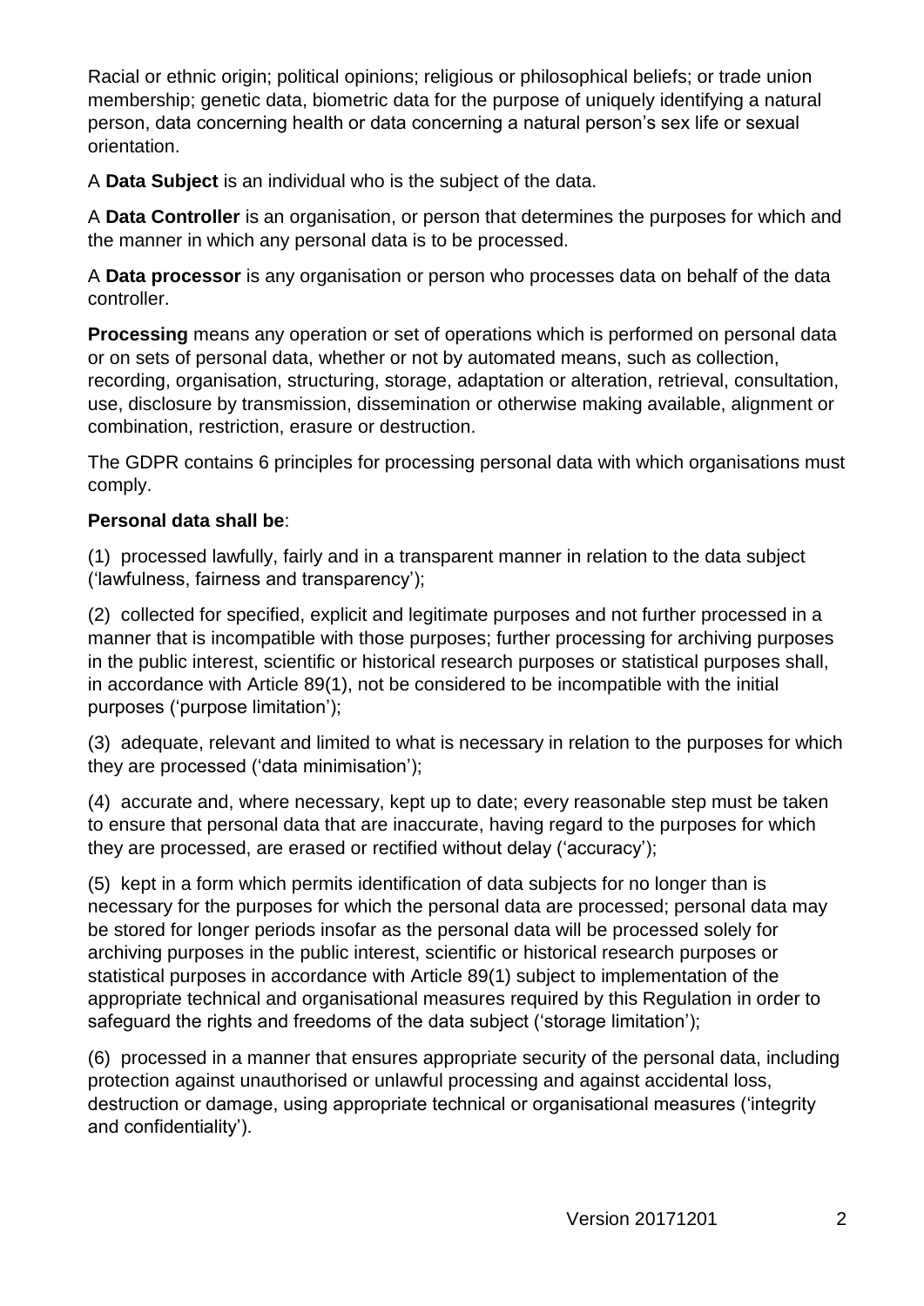Racial or ethnic origin; political opinions; religious or philosophical beliefs; or trade union membership; genetic data, biometric data for the purpose of uniquely identifying a natural person, data concerning health or data concerning a natural person's sex life or sexual orientation.

A **Data Subject** is an individual who is the subject of the data.

A **Data Controller** is an organisation, or person that determines the purposes for which and the manner in which any personal data is to be processed.

A **Data processor** is any organisation or person who processes data on behalf of the data controller.

**Processing** means any operation or set of operations which is performed on personal data or on sets of personal data, whether or not by automated means, such as collection, recording, organisation, structuring, storage, adaptation or alteration, retrieval, consultation, use, disclosure by transmission, dissemination or otherwise making available, alignment or combination, restriction, erasure or destruction.

The GDPR contains 6 principles for processing personal data with which organisations must comply.

**Personal data shall be**:

(1) processed lawfully, fairly and in a transparent manner in relation to the data subject ('lawfulness, fairness and transparency');

(2) collected for specified, explicit and legitimate purposes and not further processed in a manner that is incompatible with those purposes; further processing for archiving purposes in the public interest, scientific or historical research purposes or statistical purposes shall, in accordance with Article 89(1), not be considered to be incompatible with the initial purposes ('purpose limitation');

(3) adequate, relevant and limited to what is necessary in relation to the purposes for which they are processed ('data minimisation');

(4) accurate and, where necessary, kept up to date; every reasonable step must be taken to ensure that personal data that are inaccurate, having regard to the purposes for which they are processed, are erased or rectified without delay ('accuracy');

(5) kept in a form which permits identification of data subjects for no longer than is necessary for the purposes for which the personal data are processed; personal data may be stored for longer periods insofar as the personal data will be processed solely for archiving purposes in the public interest, scientific or historical research purposes or statistical purposes in accordance with Article 89(1) subject to implementation of the appropriate technical and organisational measures required by this Regulation in order to safeguard the rights and freedoms of the data subject ('storage limitation');

(6) processed in a manner that ensures appropriate security of the personal data, including protection against unauthorised or unlawful processing and against accidental loss, destruction or damage, using appropriate technical or organisational measures ('integrity and confidentiality').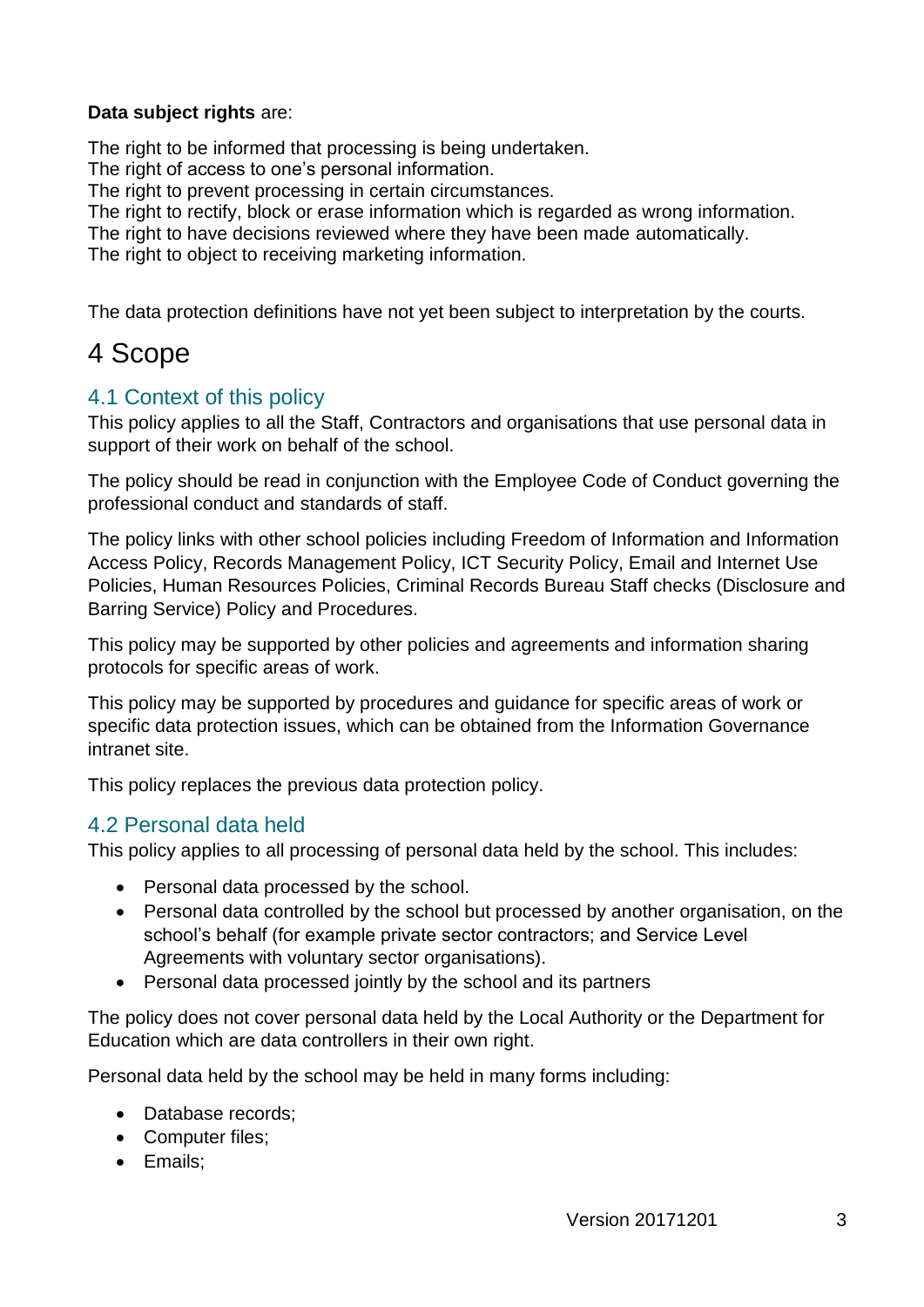**Data subject rights** are:

The right to be informed that processing is being undertaken.
The right of access to one's personal information.
The right to prevent processing in certain circumstances.
The right to rectify, block or erase information which is regarded as wrong information.
The right to have decisions reviewed where they have been made automatically.
The right to object to receiving marketing information.

The data protection definitions have not yet been subject to interpretation by the courts.

# 4 Scope

## 4.1 Context of this policy

This policy applies to all the Staff, Contractors and organisations that use personal data in support of their work on behalf of the school.

The policy should be read in conjunction with the Employee Code of Conduct governing the professional conduct and standards of staff.

The policy links with other school policies including Freedom of Information and Information Access Policy, Records Management Policy, ICT Security Policy, Email and Internet Use Policies, Human Resources Policies, Criminal Records Bureau Staff checks (Disclosure and Barring Service) Policy and Procedures.

This policy may be supported by other policies and agreements and information sharing protocols for specific areas of work.

This policy may be supported by procedures and guidance for specific areas of work or specific data protection issues, which can be obtained from the Information Governance intranet site.

This policy replaces the previous data protection policy.

## 4.2 Personal data held

This policy applies to all processing of personal data held by the school. This includes:

- Personal data processed by the school.
- Personal data controlled by the school but processed by another organisation, on the school's behalf (for example private sector contractors; and Service Level Agreements with voluntary sector organisations).
- Personal data processed jointly by the school and its partners

The policy does not cover personal data held by the Local Authority or the Department for Education which are data controllers in their own right.

Personal data held by the school may be held in many forms including:

- Database records;
- Computer files;
- Emails;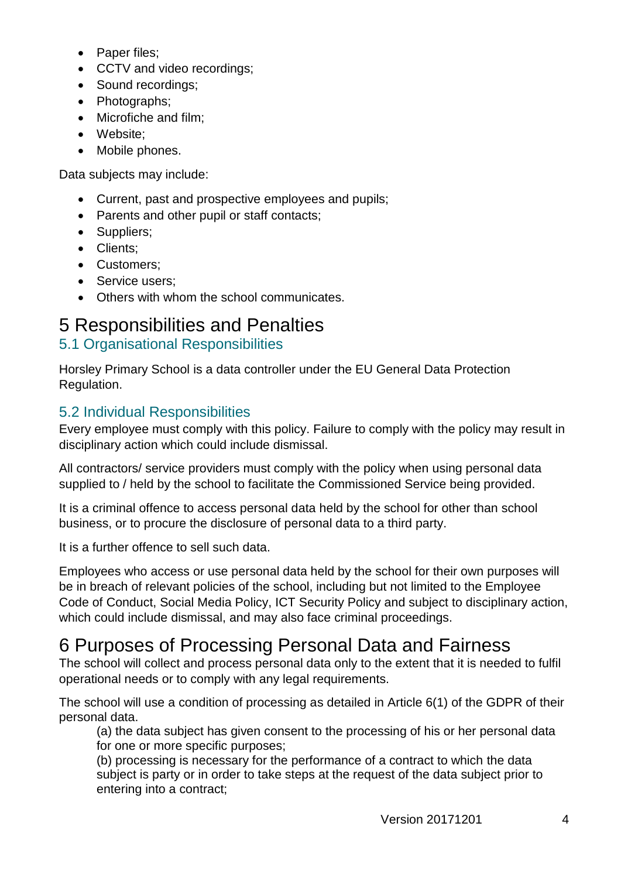- Paper files;
- CCTV and video recordings;
- Sound recordings;
- Photographs;
- Microfiche and film;
- Website;
- Mobile phones.

Data subjects may include:

- Current, past and prospective employees and pupils;
- Parents and other pupil or staff contacts;
- Suppliers;
- Clients;
- Customers;
- Service users;
- Others with whom the school communicates.

# 5 Responsibilities and Penalties

## 5.1 Organisational Responsibilities

Horsley Primary School is a data controller under the EU General Data Protection Regulation.

## 5.2 Individual Responsibilities

Every employee must comply with this policy. Failure to comply with the policy may result in disciplinary action which could include dismissal.

All contractors/ service providers must comply with the policy when using personal data supplied to / held by the school to facilitate the Commissioned Service being provided.

It is a criminal offence to access personal data held by the school for other than school business, or to procure the disclosure of personal data to a third party.

It is a further offence to sell such data.

Employees who access or use personal data held by the school for their own purposes will be in breach of relevant policies of the school, including but not limited to the Employee Code of Conduct, Social Media Policy, ICT Security Policy and subject to disciplinary action, which could include dismissal, and may also face criminal proceedings.

# 6 Purposes of Processing Personal Data and Fairness

The school will collect and process personal data only to the extent that it is needed to fulfil operational needs or to comply with any legal requirements.

The school will use a condition of processing as detailed in Article 6(1) of the GDPR of their personal data.

> (a) the data subject has given consent to the processing of his or her personal data for one or more specific purposes;
> (b) processing is necessary for the performance of a contract to which the data subject is party or in order to take steps at the request of the data subject prior to entering into a contract;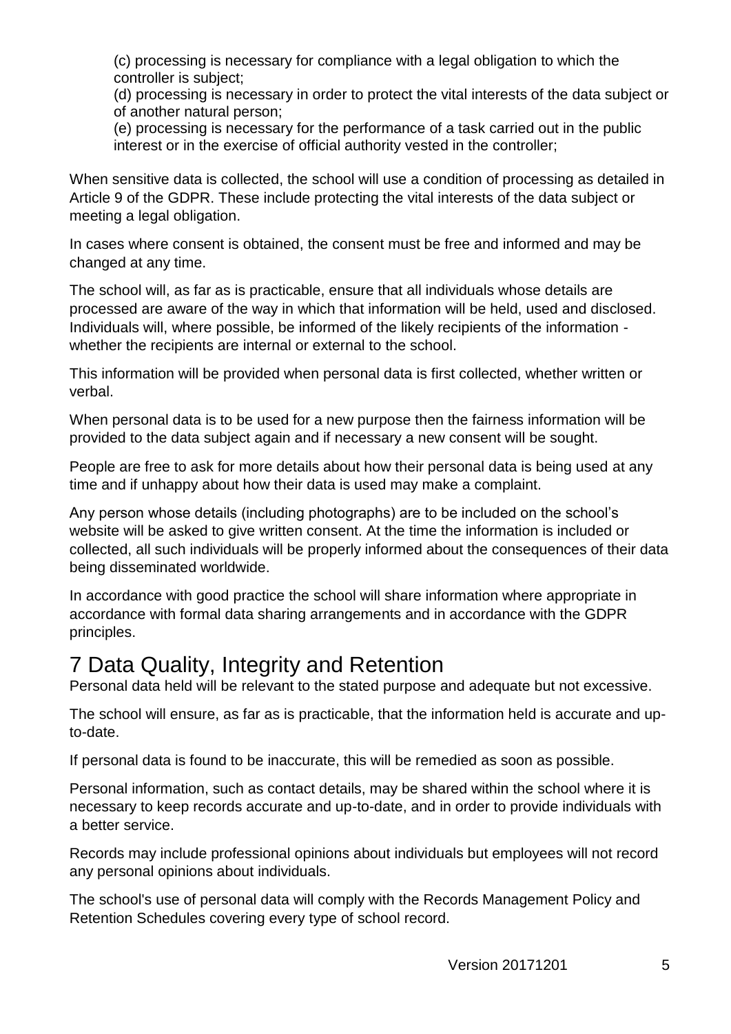(c) processing is necessary for compliance with a legal obligation to which the controller is subject;

(d) processing is necessary in order to protect the vital interests of the data subject or of another natural person;

(e) processing is necessary for the performance of a task carried out in the public interest or in the exercise of official authority vested in the controller;

When sensitive data is collected, the school will use a condition of processing as detailed in Article 9 of the GDPR. These include protecting the vital interests of the data subject or meeting a legal obligation.

In cases where consent is obtained, the consent must be free and informed and may be changed at any time.

The school will, as far as is practicable, ensure that all individuals whose details are processed are aware of the way in which that information will be held, used and disclosed. Individuals will, where possible, be informed of the likely recipients of the information - whether the recipients are internal or external to the school.

This information will be provided when personal data is first collected, whether written or verbal.

When personal data is to be used for a new purpose then the fairness information will be provided to the data subject again and if necessary a new consent will be sought.

People are free to ask for more details about how their personal data is being used at any time and if unhappy about how their data is used may make a complaint.

Any person whose details (including photographs) are to be included on the school's website will be asked to give written consent. At the time the information is included or collected, all such individuals will be properly informed about the consequences of their data being disseminated worldwide.

In accordance with good practice the school will share information where appropriate in accordance with formal data sharing arrangements and in accordance with the GDPR principles.

# 7 Data Quality, Integrity and Retention

Personal data held will be relevant to the stated purpose and adequate but not excessive.

The school will ensure, as far as is practicable, that the information held is accurate and up-to-date.

If personal data is found to be inaccurate, this will be remedied as soon as possible.

Personal information, such as contact details, may be shared within the school where it is necessary to keep records accurate and up-to-date, and in order to provide individuals with a better service.

Records may include professional opinions about individuals but employees will not record any personal opinions about individuals.

The school's use of personal data will comply with the Records Management Policy and Retention Schedules covering every type of school record.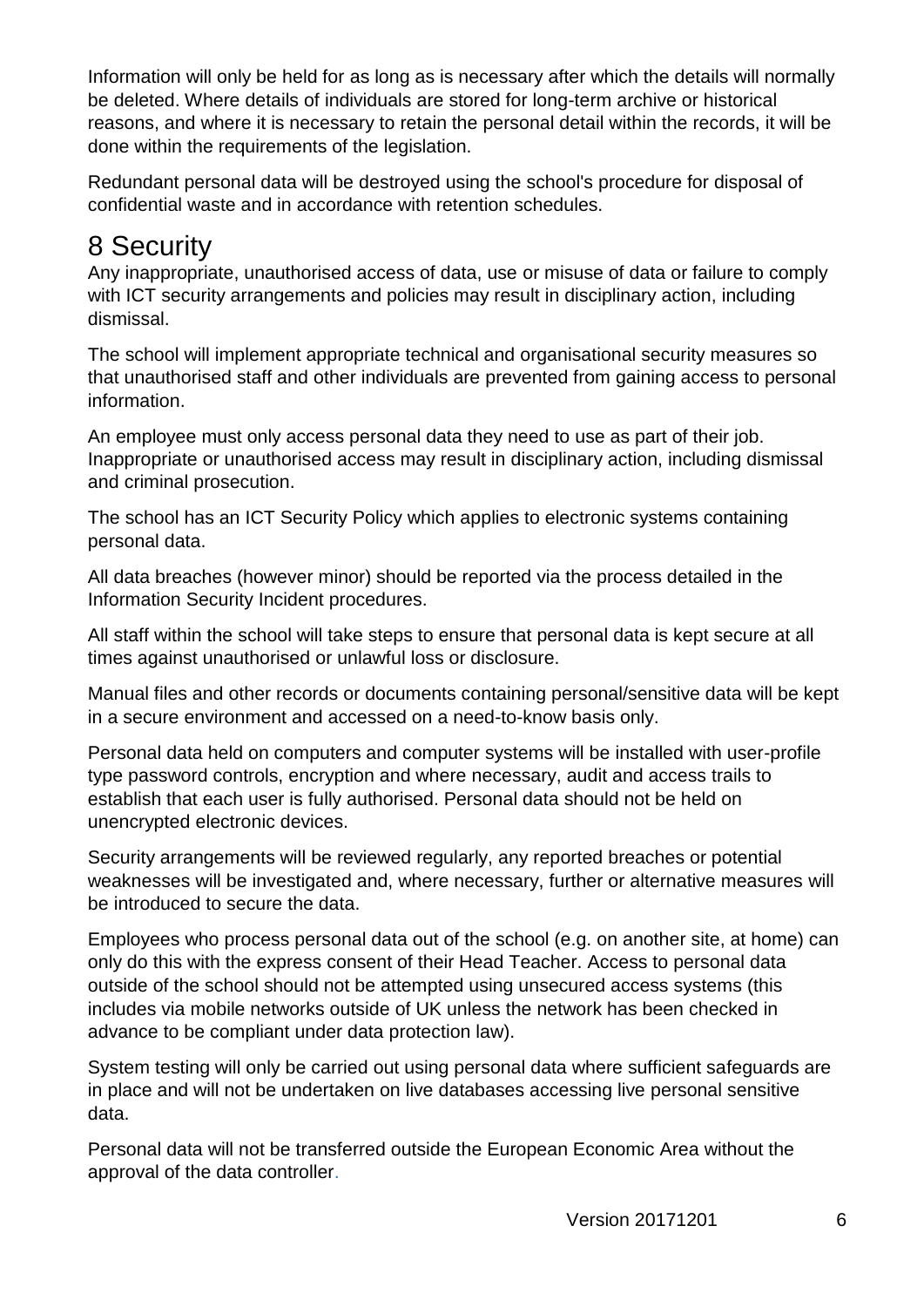Information will only be held for as long as is necessary after which the details will normally be deleted. Where details of individuals are stored for long-term archive or historical reasons, and where it is necessary to retain the personal detail within the records, it will be done within the requirements of the legislation.

Redundant personal data will be destroyed using the school's procedure for disposal of confidential waste and in accordance with retention schedules.

# 8 Security

Any inappropriate, unauthorised access of data, use or misuse of data or failure to comply with ICT security arrangements and policies may result in disciplinary action, including dismissal.

The school will implement appropriate technical and organisational security measures so that unauthorised staff and other individuals are prevented from gaining access to personal information.

An employee must only access personal data they need to use as part of their job. Inappropriate or unauthorised access may result in disciplinary action, including dismissal and criminal prosecution.

The school has an ICT Security Policy which applies to electronic systems containing personal data.

All data breaches (however minor) should be reported via the process detailed in the Information Security Incident procedures.

All staff within the school will take steps to ensure that personal data is kept secure at all times against unauthorised or unlawful loss or disclosure.

Manual files and other records or documents containing personal/sensitive data will be kept in a secure environment and accessed on a need-to-know basis only.

Personal data held on computers and computer systems will be installed with user-profile type password controls, encryption and where necessary, audit and access trails to establish that each user is fully authorised. Personal data should not be held on unencrypted electronic devices.

Security arrangements will be reviewed regularly, any reported breaches or potential weaknesses will be investigated and, where necessary, further or alternative measures will be introduced to secure the data.

Employees who process personal data out of the school (e.g. on another site, at home) can only do this with the express consent of their Head Teacher. Access to personal data outside of the school should not be attempted using unsecured access systems (this includes via mobile networks outside of UK unless the network has been checked in advance to be compliant under data protection law).

System testing will only be carried out using personal data where sufficient safeguards are in place and will not be undertaken on live databases accessing live personal sensitive data.

Personal data will not be transferred outside the European Economic Area without the approval of the data controller.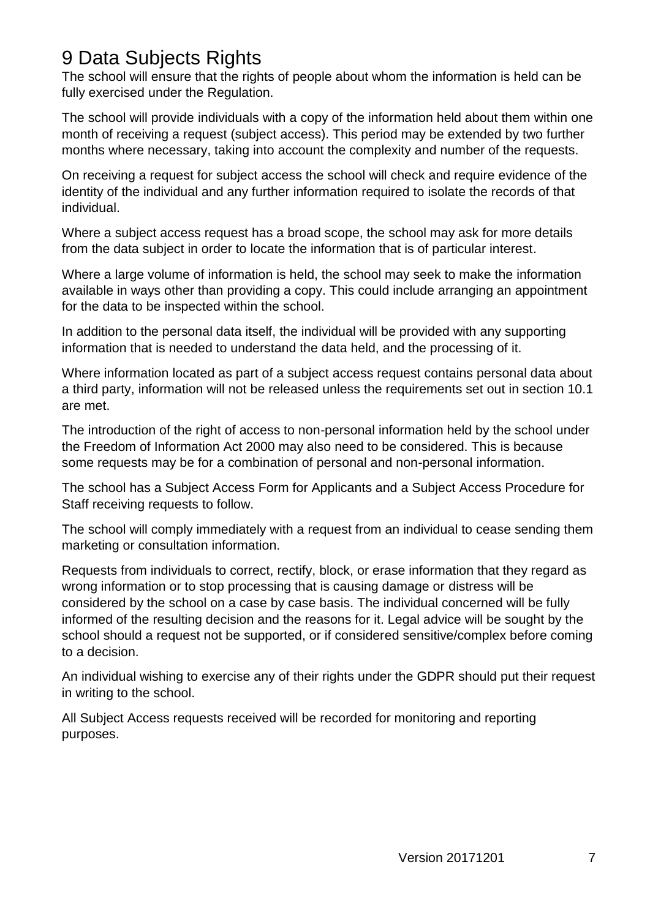# 9 Data Subjects Rights

The school will ensure that the rights of people about whom the information is held can be fully exercised under the Regulation.

The school will provide individuals with a copy of the information held about them within one month of receiving a request (subject access). This period may be extended by two further months where necessary, taking into account the complexity and number of the requests.

On receiving a request for subject access the school will check and require evidence of the identity of the individual and any further information required to isolate the records of that individual.

Where a subject access request has a broad scope, the school may ask for more details from the data subject in order to locate the information that is of particular interest.

Where a large volume of information is held, the school may seek to make the information available in ways other than providing a copy. This could include arranging an appointment for the data to be inspected within the school.

In addition to the personal data itself, the individual will be provided with any supporting information that is needed to understand the data held, and the processing of it.

Where information located as part of a subject access request contains personal data about a third party, information will not be released unless the requirements set out in section 10.1 are met.

The introduction of the right of access to non-personal information held by the school under the Freedom of Information Act 2000 may also need to be considered. This is because some requests may be for a combination of personal and non-personal information.

The school has a Subject Access Form for Applicants and a Subject Access Procedure for Staff receiving requests to follow.

The school will comply immediately with a request from an individual to cease sending them marketing or consultation information.

Requests from individuals to correct, rectify, block, or erase information that they regard as wrong information or to stop processing that is causing damage or distress will be considered by the school on a case by case basis. The individual concerned will be fully informed of the resulting decision and the reasons for it. Legal advice will be sought by the school should a request not be supported, or if considered sensitive/complex before coming to a decision.

An individual wishing to exercise any of their rights under the GDPR should put their request in writing to the school.

All Subject Access requests received will be recorded for monitoring and reporting purposes.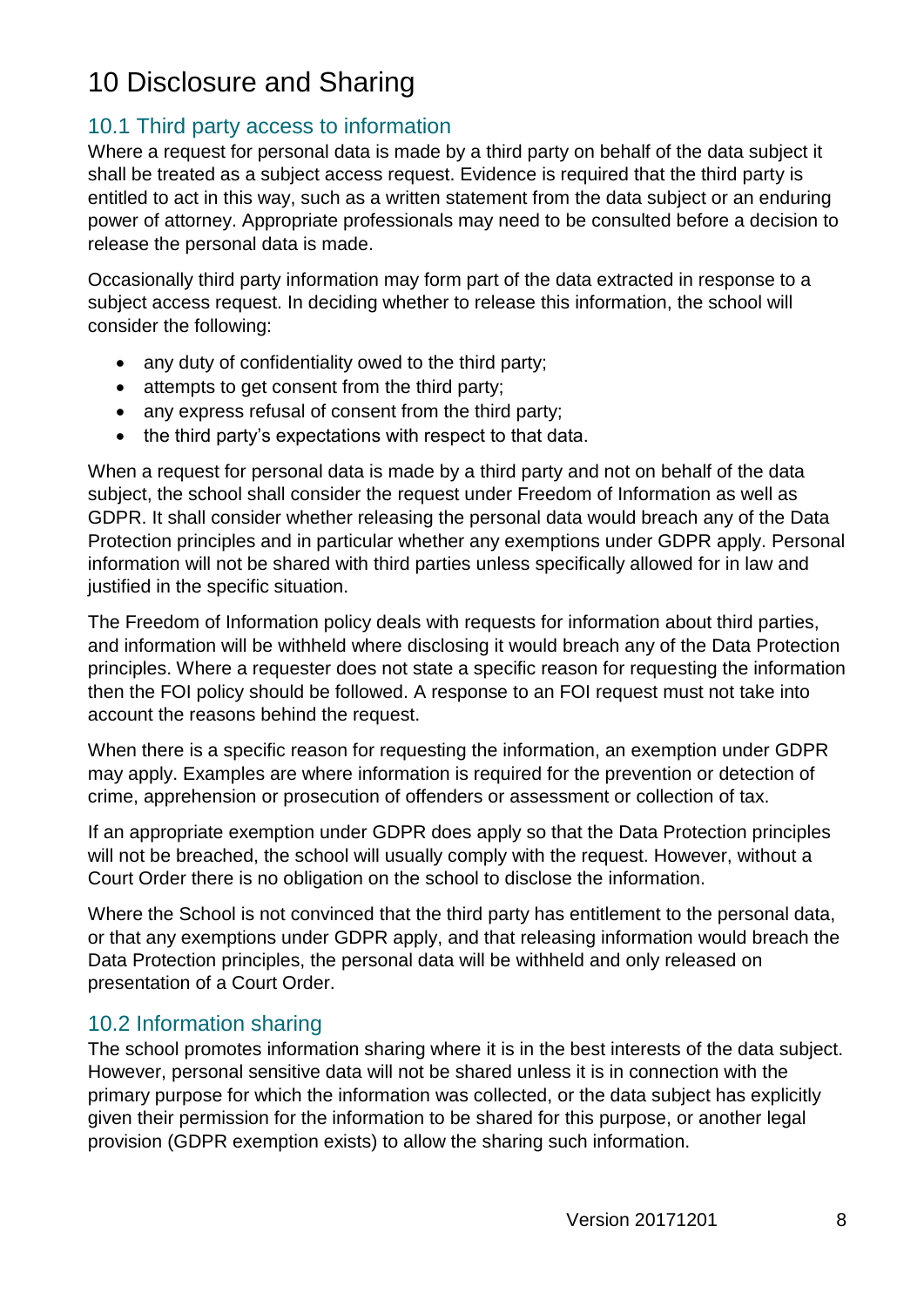# 10 Disclosure and Sharing

## 10.1 Third party access to information

Where a request for personal data is made by a third party on behalf of the data subject it shall be treated as a subject access request. Evidence is required that the third party is entitled to act in this way, such as a written statement from the data subject or an enduring power of attorney. Appropriate professionals may need to be consulted before a decision to release the personal data is made.

Occasionally third party information may form part of the data extracted in response to a subject access request. In deciding whether to release this information, the school will consider the following:

- any duty of confidentiality owed to the third party;
- attempts to get consent from the third party;
- any express refusal of consent from the third party;
- the third party's expectations with respect to that data.

When a request for personal data is made by a third party and not on behalf of the data subject, the school shall consider the request under Freedom of Information as well as GDPR. It shall consider whether releasing the personal data would breach any of the Data Protection principles and in particular whether any exemptions under GDPR apply. Personal information will not be shared with third parties unless specifically allowed for in law and justified in the specific situation.

The Freedom of Information policy deals with requests for information about third parties, and information will be withheld where disclosing it would breach any of the Data Protection principles. Where a requester does not state a specific reason for requesting the information then the FOI policy should be followed. A response to an FOI request must not take into account the reasons behind the request.

When there is a specific reason for requesting the information, an exemption under GDPR may apply. Examples are where information is required for the prevention or detection of crime, apprehension or prosecution of offenders or assessment or collection of tax.

If an appropriate exemption under GDPR does apply so that the Data Protection principles will not be breached, the school will usually comply with the request. However, without a Court Order there is no obligation on the school to disclose the information.

Where the School is not convinced that the third party has entitlement to the personal data, or that any exemptions under GDPR apply, and that releasing information would breach the Data Protection principles, the personal data will be withheld and only released on presentation of a Court Order.

## 10.2 Information sharing

The school promotes information sharing where it is in the best interests of the data subject. However, personal sensitive data will not be shared unless it is in connection with the primary purpose for which the information was collected, or the data subject has explicitly given their permission for the information to be shared for this purpose, or another legal provision (GDPR exemption exists) to allow the sharing such information.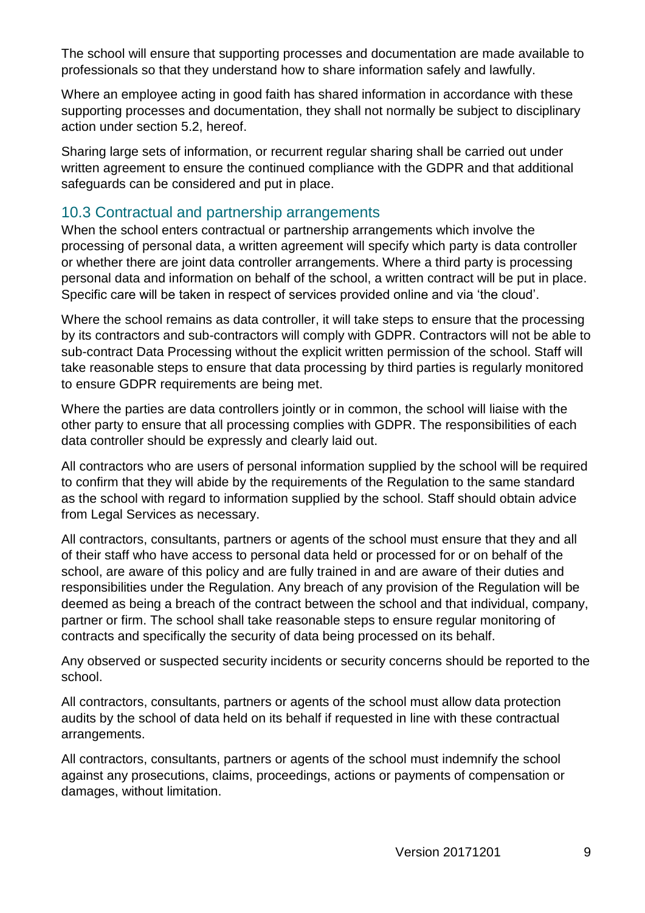The school will ensure that supporting processes and documentation are made available to professionals so that they understand how to share information safely and lawfully.

Where an employee acting in good faith has shared information in accordance with these supporting processes and documentation, they shall not normally be subject to disciplinary action under section 5.2, hereof.

Sharing large sets of information, or recurrent regular sharing shall be carried out under written agreement to ensure the continued compliance with the GDPR and that additional safeguards can be considered and put in place.

## 10.3 Contractual and partnership arrangements

When the school enters contractual or partnership arrangements which involve the processing of personal data, a written agreement will specify which party is data controller or whether there are joint data controller arrangements. Where a third party is processing personal data and information on behalf of the school, a written contract will be put in place. Specific care will be taken in respect of services provided online and via 'the cloud'.

Where the school remains as data controller, it will take steps to ensure that the processing by its contractors and sub-contractors will comply with GDPR. Contractors will not be able to sub-contract Data Processing without the explicit written permission of the school. Staff will take reasonable steps to ensure that data processing by third parties is regularly monitored to ensure GDPR requirements are being met.

Where the parties are data controllers jointly or in common, the school will liaise with the other party to ensure that all processing complies with GDPR. The responsibilities of each data controller should be expressly and clearly laid out.

All contractors who are users of personal information supplied by the school will be required to confirm that they will abide by the requirements of the Regulation to the same standard as the school with regard to information supplied by the school. Staff should obtain advice from Legal Services as necessary.

All contractors, consultants, partners or agents of the school must ensure that they and all of their staff who have access to personal data held or processed for or on behalf of the school, are aware of this policy and are fully trained in and are aware of their duties and responsibilities under the Regulation. Any breach of any provision of the Regulation will be deemed as being a breach of the contract between the school and that individual, company, partner or firm. The school shall take reasonable steps to ensure regular monitoring of contracts and specifically the security of data being processed on its behalf.

Any observed or suspected security incidents or security concerns should be reported to the school.

All contractors, consultants, partners or agents of the school must allow data protection audits by the school of data held on its behalf if requested in line with these contractual arrangements.

All contractors, consultants, partners or agents of the school must indemnify the school against any prosecutions, claims, proceedings, actions or payments of compensation or damages, without limitation.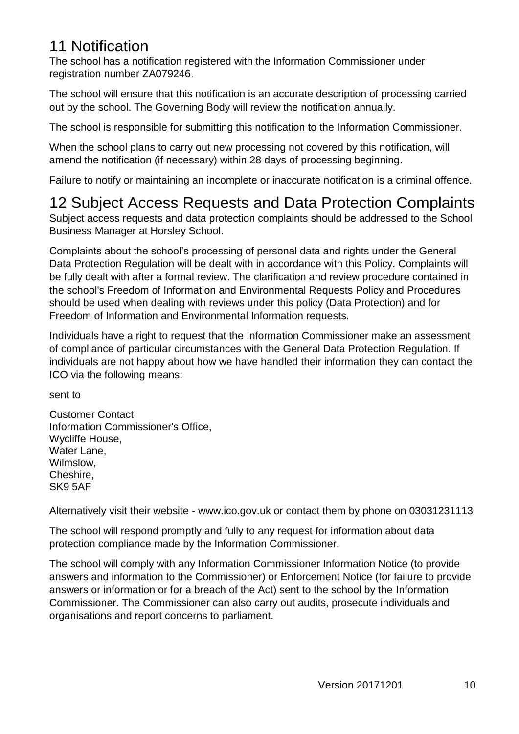## 11 Notification

The school has a notification registered with the Information Commissioner under registration number ZA079246.

The school will ensure that this notification is an accurate description of processing carried out by the school. The Governing Body will review the notification annually.

The school is responsible for submitting this notification to the Information Commissioner.

When the school plans to carry out new processing not covered by this notification, will amend the notification (if necessary) within 28 days of processing beginning.

Failure to notify or maintaining an incomplete or inaccurate notification is a criminal offence.

## 12 Subject Access Requests and Data Protection Complaints

Subject access requests and data protection complaints should be addressed to the School Business Manager at Horsley School.

Complaints about the school's processing of personal data and rights under the General Data Protection Regulation will be dealt with in accordance with this Policy. Complaints will be fully dealt with after a formal review. The clarification and review procedure contained in the school's Freedom of Information and Environmental Requests Policy and Procedures should be used when dealing with reviews under this policy (Data Protection) and for Freedom of Information and Environmental Information requests.

Individuals have a right to request that the Information Commissioner make an assessment of compliance of particular circumstances with the General Data Protection Regulation. If individuals are not happy about how we have handled their information they can contact the ICO via the following means:

sent to

Customer Contact
Information Commissioner's Office,
Wycliffe House,
Water Lane,
Wilmslow,
Cheshire,
SK9 5AF

Alternatively visit their website - www.ico.gov.uk or contact them by phone on 03031231113

The school will respond promptly and fully to any request for information about data protection compliance made by the Information Commissioner.

The school will comply with any Information Commissioner Information Notice (to provide answers and information to the Commissioner) or Enforcement Notice (for failure to provide answers or information or for a breach of the Act) sent to the school by the Information Commissioner. The Commissioner can also carry out audits, prosecute individuals and organisations and report concerns to parliament.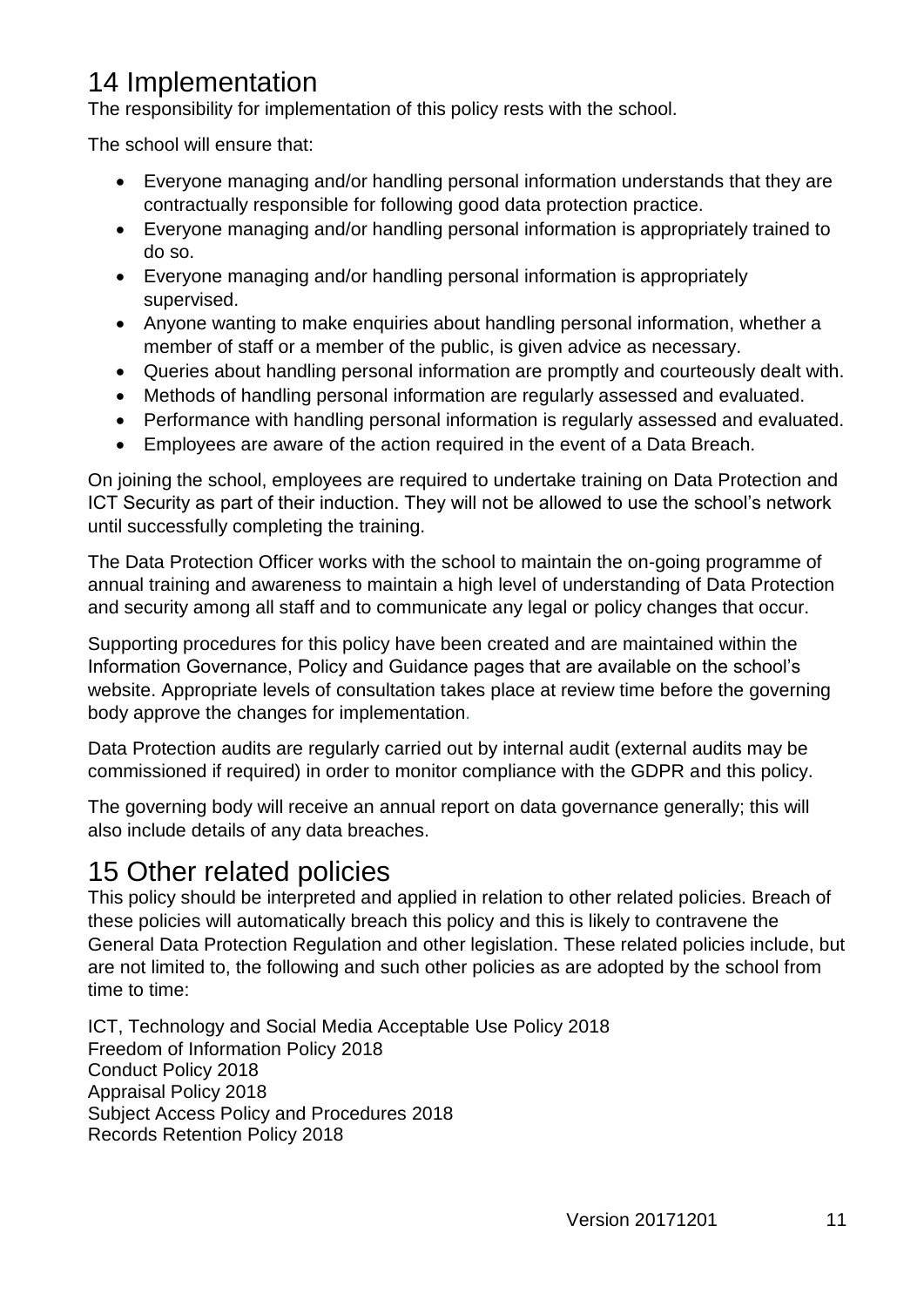# 14 Implementation

The responsibility for implementation of this policy rests with the school.

The school will ensure that:

- Everyone managing and/or handling personal information understands that they are contractually responsible for following good data protection practice.
- Everyone managing and/or handling personal information is appropriately trained to do so.
- Everyone managing and/or handling personal information is appropriately supervised.
- Anyone wanting to make enquiries about handling personal information, whether a member of staff or a member of the public, is given advice as necessary.
- Queries about handling personal information are promptly and courteously dealt with.
- Methods of handling personal information are regularly assessed and evaluated.
- Performance with handling personal information is regularly assessed and evaluated.
- Employees are aware of the action required in the event of a Data Breach.

On joining the school, employees are required to undertake training on Data Protection and ICT Security as part of their induction. They will not be allowed to use the school's network until successfully completing the training.

The Data Protection Officer works with the school to maintain the on-going programme of annual training and awareness to maintain a high level of understanding of Data Protection and security among all staff and to communicate any legal or policy changes that occur.

Supporting procedures for this policy have been created and are maintained within the Information Governance, Policy and Guidance pages that are available on the school's website. Appropriate levels of consultation takes place at review time before the governing body approve the changes for implementation.

Data Protection audits are regularly carried out by internal audit (external audits may be commissioned if required) in order to monitor compliance with the GDPR and this policy.

The governing body will receive an annual report on data governance generally; this will also include details of any data breaches.

# 15 Other related policies

This policy should be interpreted and applied in relation to other related policies. Breach of these policies will automatically breach this policy and this is likely to contravene the General Data Protection Regulation and other legislation. These related policies include, but are not limited to, the following and such other policies as are adopted by the school from time to time:

ICT, Technology and Social Media Acceptable Use Policy 2018
Freedom of Information Policy 2018
Conduct Policy 2018
Appraisal Policy 2018
Subject Access Policy and Procedures 2018
Records Retention Policy 2018

Version 20171201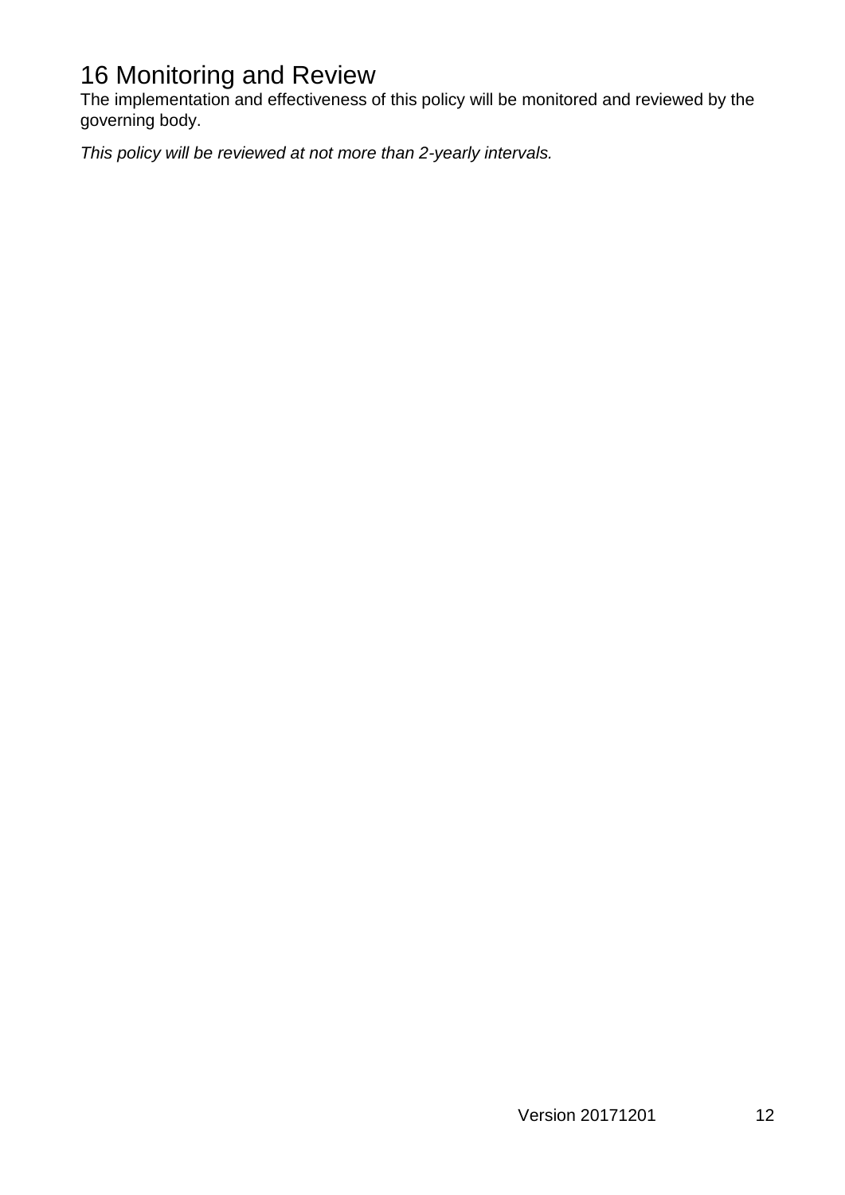## 16 Monitoring and Review

The implementation and effectiveness of this policy will be monitored and reviewed by the governing body.

*This policy will be reviewed at not more than 2-yearly intervals.*